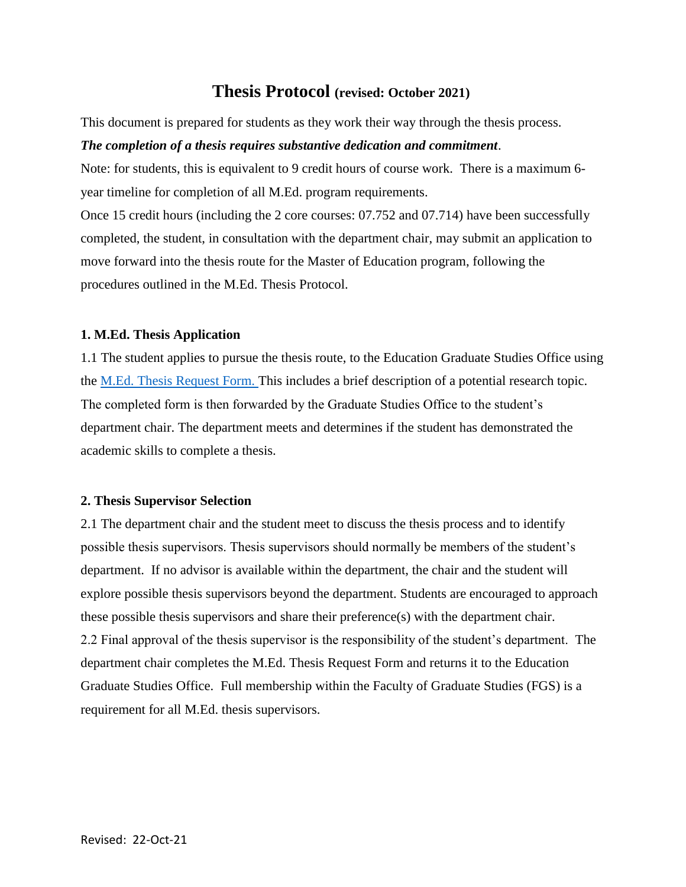# Thesis Protocol (revised: October 2021)

This document is prepared for students as they work their way through the thesis process.

***The completion of a thesis requires substantive dedication and commitment***.

Note: for students, this is equivalent to 9 credit hours of course work. There is a maximum 6-year timeline for completion of all M.Ed. program requirements.

Once 15 credit hours (including the 2 core courses: 07.752 and 07.714) have been successfully completed, the student, in consultation with the department chair, may submit an application to move forward into the thesis route for the Master of Education program, following the procedures outlined in the M.Ed. Thesis Protocol.

### 1. M.Ed. Thesis Application

1.1 The student applies to pursue the thesis route, to the Education Graduate Studies Office using the M.Ed. Thesis Request Form. This includes a brief description of a potential research topic. The completed form is then forwarded by the Graduate Studies Office to the student's department chair. The department meets and determines if the student has demonstrated the academic skills to complete a thesis.

### 2. Thesis Supervisor Selection

2.1 The department chair and the student meet to discuss the thesis process and to identify possible thesis supervisors. Thesis supervisors should normally be members of the student's department. If no advisor is available within the department, the chair and the student will explore possible thesis supervisors beyond the department. Students are encouraged to approach these possible thesis supervisors and share their preference(s) with the department chair.

2.2 Final approval of the thesis supervisor is the responsibility of the student's department. The department chair completes the M.Ed. Thesis Request Form and returns it to the Education Graduate Studies Office. Full membership within the Faculty of Graduate Studies (FGS) is a requirement for all M.Ed. thesis supervisors.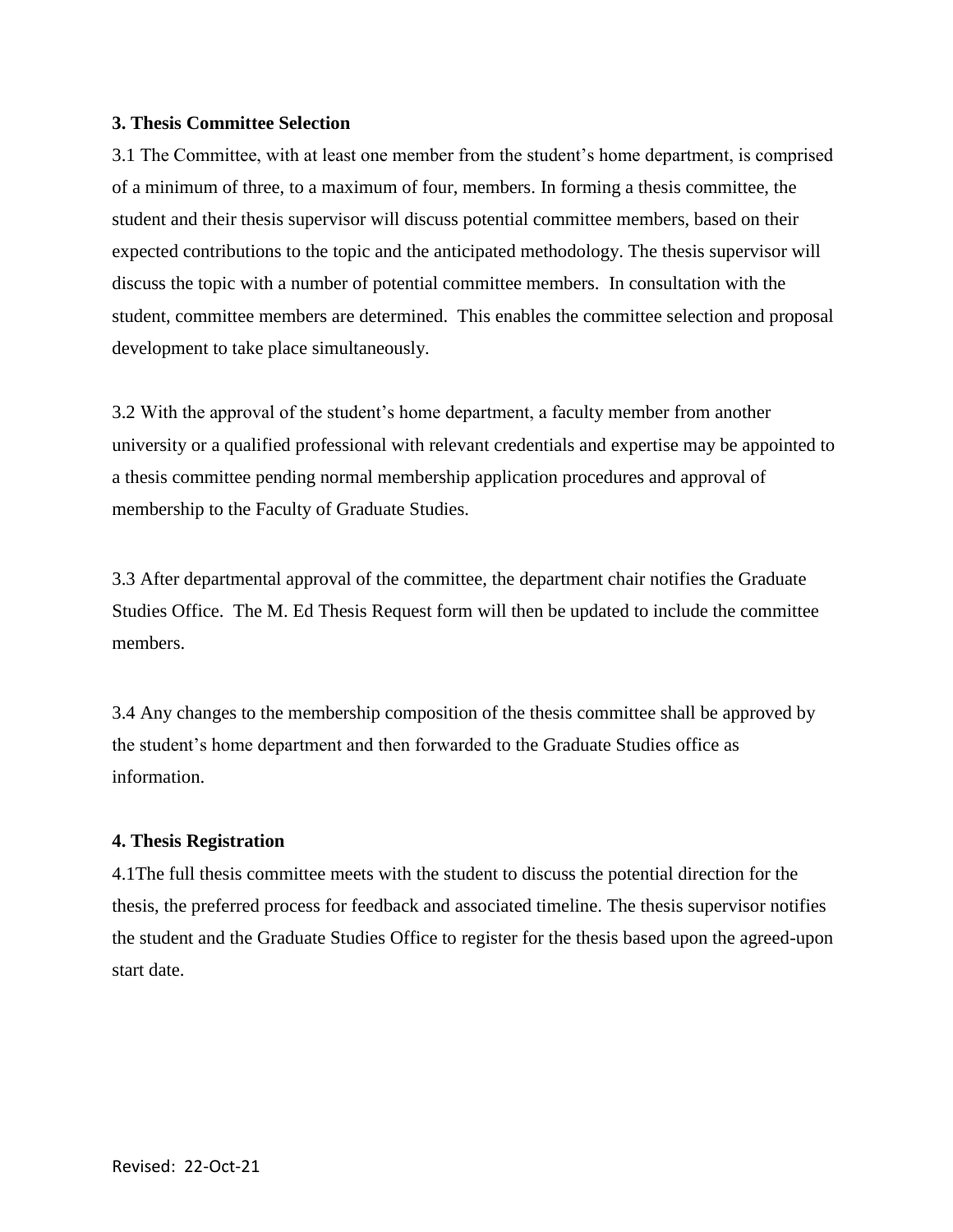**3. Thesis Committee Selection**

3.1 The Committee, with at least one member from the student's home department, is comprised of a minimum of three, to a maximum of four, members. In forming a thesis committee, the student and their thesis supervisor will discuss potential committee members, based on their expected contributions to the topic and the anticipated methodology. The thesis supervisor will discuss the topic with a number of potential committee members. In consultation with the student, committee members are determined. This enables the committee selection and proposal development to take place simultaneously.

3.2 With the approval of the student's home department, a faculty member from another university or a qualified professional with relevant credentials and expertise may be appointed to a thesis committee pending normal membership application procedures and approval of membership to the Faculty of Graduate Studies.

3.3 After departmental approval of the committee, the department chair notifies the Graduate Studies Office. The M. Ed Thesis Request form will then be updated to include the committee members.

3.4 Any changes to the membership composition of the thesis committee shall be approved by the student's home department and then forwarded to the Graduate Studies office as information.

**4. Thesis Registration**

4.1The full thesis committee meets with the student to discuss the potential direction for the thesis, the preferred process for feedback and associated timeline. The thesis supervisor notifies the student and the Graduate Studies Office to register for the thesis based upon the agreed-upon start date.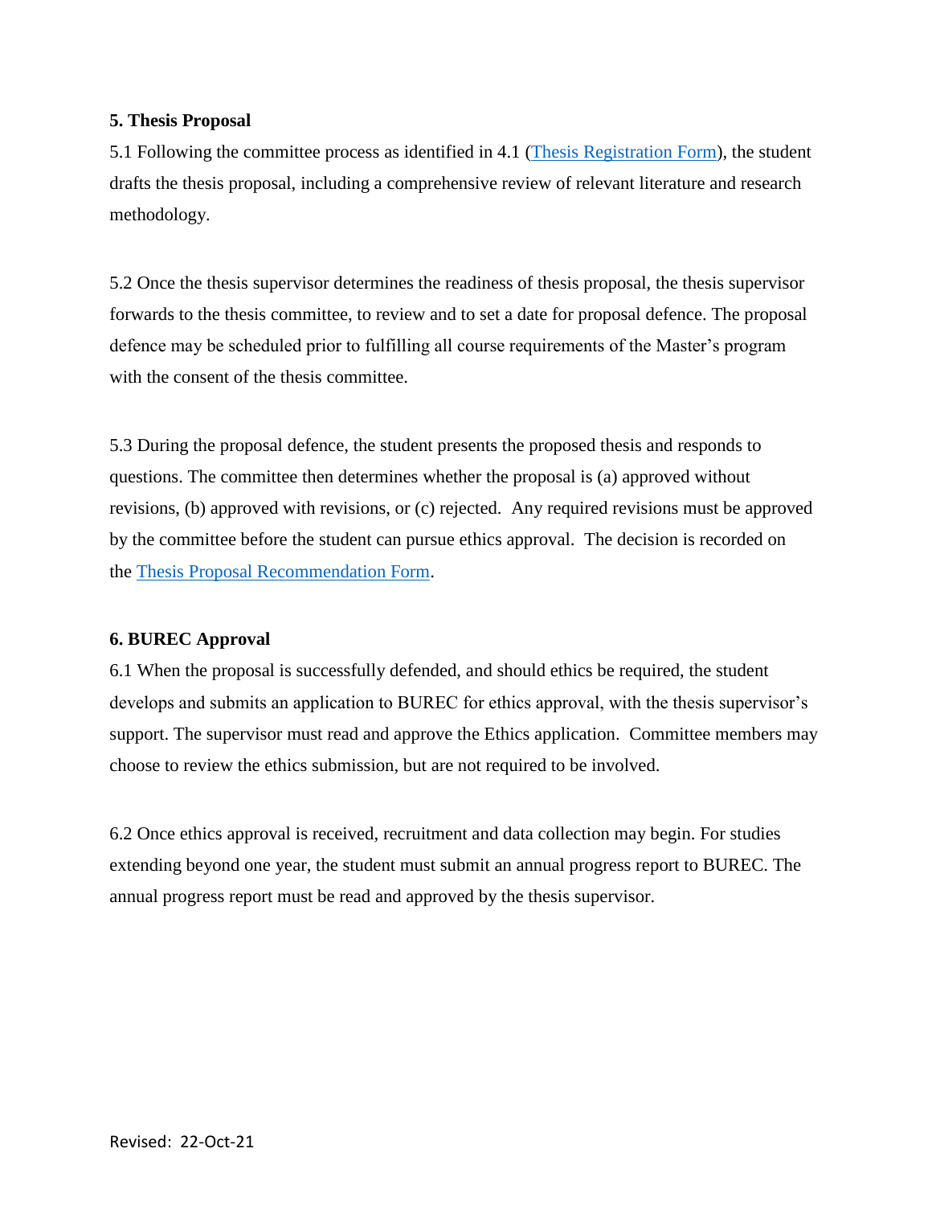**5. Thesis Proposal**

5.1 Following the committee process as identified in 4.1 (Thesis Registration Form), the student drafts the thesis proposal, including a comprehensive review of relevant literature and research methodology.

5.2 Once the thesis supervisor determines the readiness of thesis proposal, the thesis supervisor forwards to the thesis committee, to review and to set a date for proposal defence. The proposal defence may be scheduled prior to fulfilling all course requirements of the Master's program with the consent of the thesis committee.

5.3 During the proposal defence, the student presents the proposed thesis and responds to questions. The committee then determines whether the proposal is (a) approved without revisions, (b) approved with revisions, or (c) rejected. Any required revisions must be approved by the committee before the student can pursue ethics approval. The decision is recorded on the Thesis Proposal Recommendation Form.

**6. BUREC Approval**

6.1 When the proposal is successfully defended, and should ethics be required, the student develops and submits an application to BUREC for ethics approval, with the thesis supervisor's support. The supervisor must read and approve the Ethics application. Committee members may choose to review the ethics submission, but are not required to be involved.

6.2 Once ethics approval is received, recruitment and data collection may begin. For studies extending beyond one year, the student must submit an annual progress report to BUREC. The annual progress report must be read and approved by the thesis supervisor.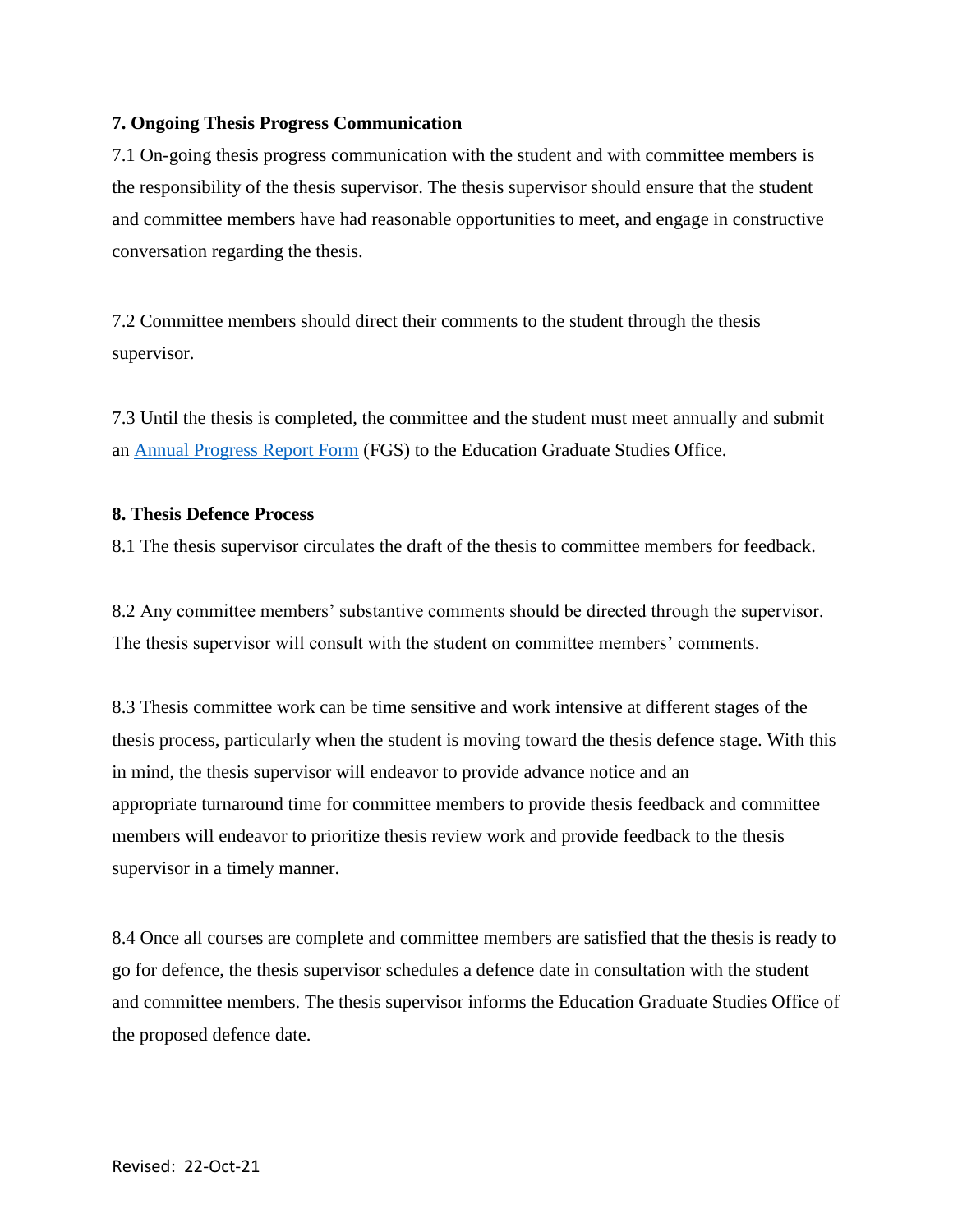**7. Ongoing Thesis Progress Communication**

7.1 On-going thesis progress communication with the student and with committee members is the responsibility of the thesis supervisor. The thesis supervisor should ensure that the student and committee members have had reasonable opportunities to meet, and engage in constructive conversation regarding the thesis.

7.2 Committee members should direct their comments to the student through the thesis supervisor.

7.3 Until the thesis is completed, the committee and the student must meet annually and submit an [Annual Progress Report Form](Annual Progress Report Form) (FGS) to the Education Graduate Studies Office.

**8. Thesis Defence Process**

8.1 The thesis supervisor circulates the draft of the thesis to committee members for feedback.

8.2 Any committee members' substantive comments should be directed through the supervisor. The thesis supervisor will consult with the student on committee members' comments.

8.3 Thesis committee work can be time sensitive and work intensive at different stages of the thesis process, particularly when the student is moving toward the thesis defence stage. With this in mind, the thesis supervisor will endeavor to provide advance notice and an appropriate turnaround time for committee members to provide thesis feedback and committee members will endeavor to prioritize thesis review work and provide feedback to the thesis supervisor in a timely manner.

8.4 Once all courses are complete and committee members are satisfied that the thesis is ready to go for defence, the thesis supervisor schedules a defence date in consultation with the student and committee members. The thesis supervisor informs the Education Graduate Studies Office of the proposed defence date.

Revised: 22-Oct-21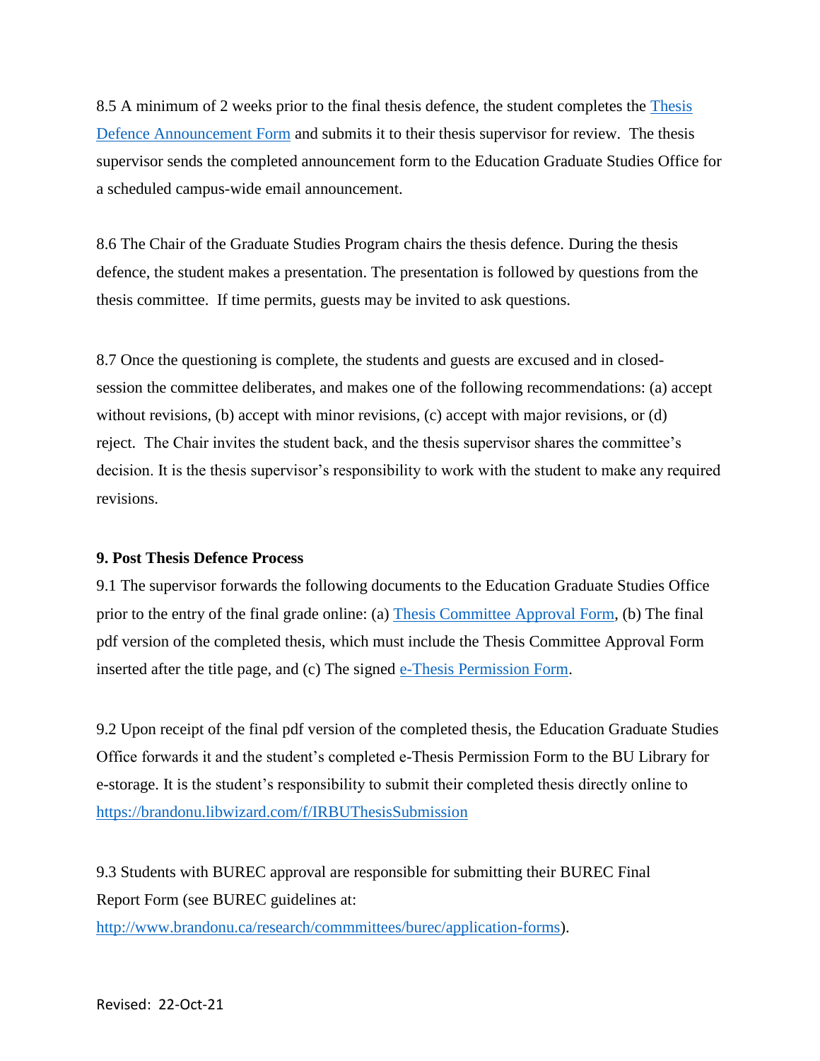8.5 A minimum of 2 weeks prior to the final thesis defence, the student completes the [Thesis Defence Announcement Form]() and submits it to their thesis supervisor for review. The thesis supervisor sends the completed announcement form to the Education Graduate Studies Office for a scheduled campus-wide email announcement.

8.6 The Chair of the Graduate Studies Program chairs the thesis defence. During the thesis defence, the student makes a presentation. The presentation is followed by questions from the thesis committee. If time permits, guests may be invited to ask questions.

8.7 Once the questioning is complete, the students and guests are excused and in closed-session the committee deliberates, and makes one of the following recommendations: (a) accept without revisions, (b) accept with minor revisions, (c) accept with major revisions, or (d) reject. The Chair invites the student back, and the thesis supervisor shares the committee's decision. It is the thesis supervisor's responsibility to work with the student to make any required revisions.

**9. Post Thesis Defence Process**

9.1 The supervisor forwards the following documents to the Education Graduate Studies Office prior to the entry of the final grade online: (a) [Thesis Committee Approval Form](), (b) The final pdf version of the completed thesis, which must include the Thesis Committee Approval Form inserted after the title page, and (c) The signed [e-Thesis Permission Form]().

9.2 Upon receipt of the final pdf version of the completed thesis, the Education Graduate Studies Office forwards it and the student's completed e-Thesis Permission Form to the BU Library for e-storage. It is the student's responsibility to submit their completed thesis directly online to https://brandonu.libwizard.com/f/IRBUThesisSubmission

9.3 Students with BUREC approval are responsible for submitting their BUREC Final Report Form (see BUREC guidelines at: http://www.brandonu.ca/research/commmittees/burec/application-forms).

Revised: 22-Oct-21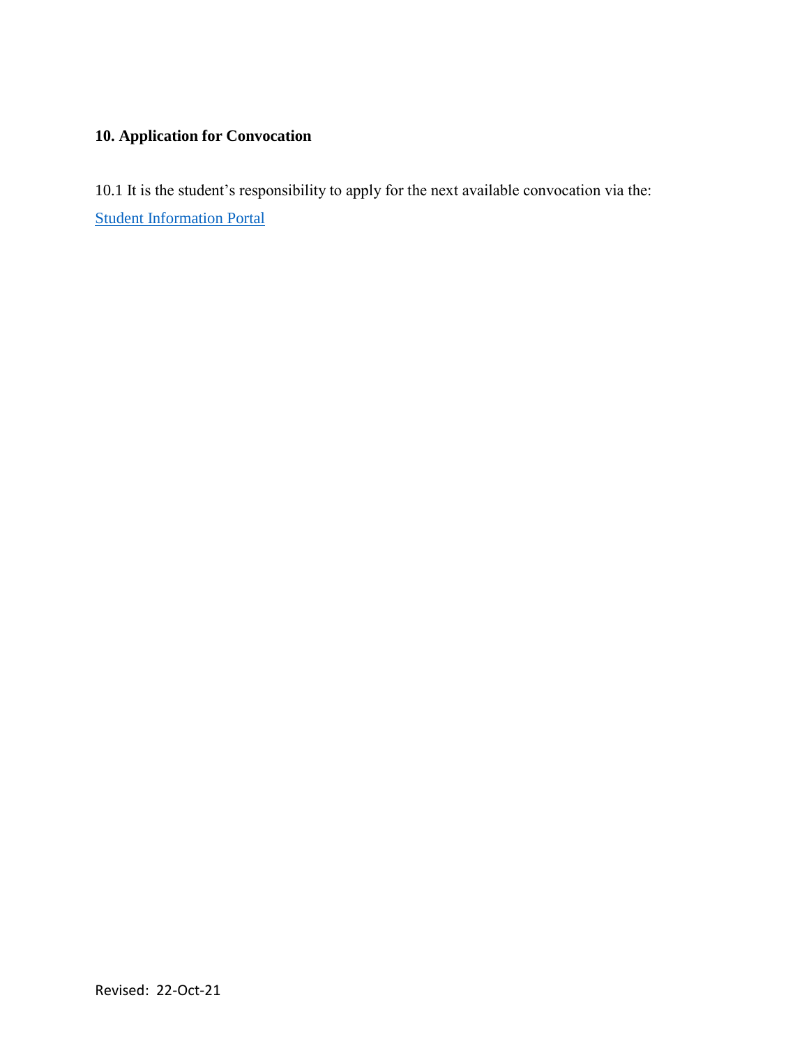## 10. Application for Convocation

10.1 It is the student's responsibility to apply for the next available convocation via the: Student Information Portal

Revised: 22-Oct-21